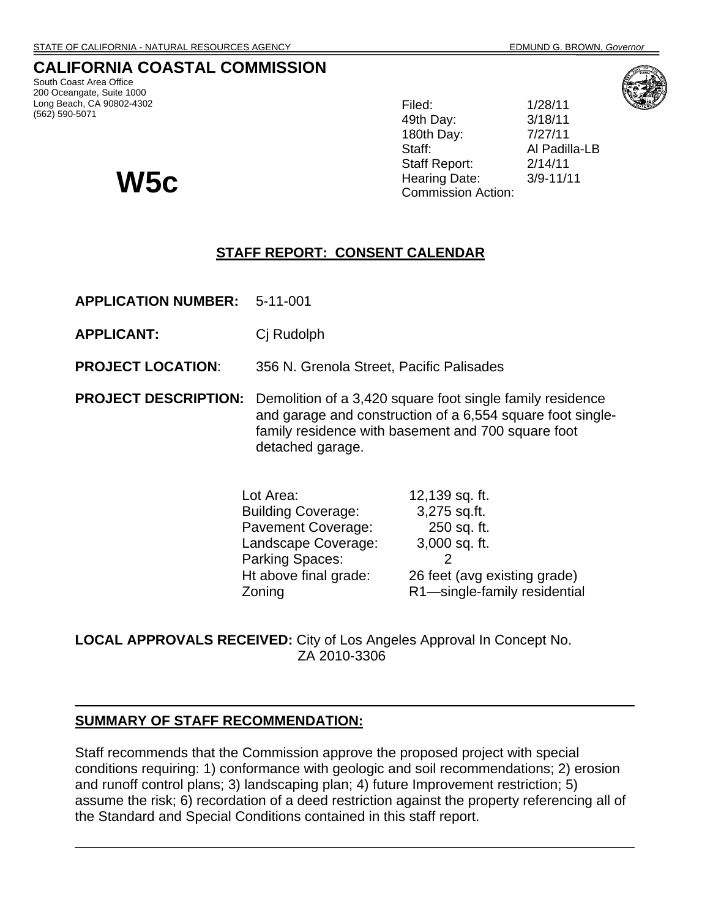STATE OF CALIFORNIA - NATURAL RESOURCES AGENCY EDMUND G. BROWN, *Governor*

# CALIFORNIA COASTAL COMMISSION

South Coast Area Office
200 Oceangate, Suite 1000
Long Beach, CA 90802-4302
(562) 590-5071

| | |
|---|---|
| Filed: | 1/28/11 |
| 49th Day: | 3/18/11 |
| 180th Day: | 7/27/11 |
| Staff: | Al Padilla-LB |
| Staff Report: | 2/14/11 |
| Hearing Date: | 3/9-11/11 |
| Commission Action: | |

# W5c

## STAFF REPORT: CONSENT CALENDAR

**APPLICATION NUMBER:** 5-11-001

**APPLICANT:** Cj Rudolph

**PROJECT LOCATION**: 356 N. Grenola Street, Pacific Palisades

**PROJECT DESCRIPTION:** Demolition of a 3,420 square foot single family residence and garage and construction of a 6,554 square foot single-family residence with basement and 700 square foot detached garage.

| | |
|---|---|
| Lot Area: | 12,139 sq. ft. |
| Building Coverage: | 3,275 sq.ft. |
| Pavement Coverage: | 250 sq. ft. |
| Landscape Coverage: | 3,000 sq. ft. |
| Parking Spaces: | 2 |
| Ht above final grade: | 26 feet (avg existing grade) |
| Zoning | R1—single-family residential |

**LOCAL APPROVALS RECEIVED:** City of Los Angeles Approval In Concept No. ZA 2010-3306

---

**SUMMARY OF STAFF RECOMMENDATION:**

Staff recommends that the Commission approve the proposed project with special conditions requiring: 1) conformance with geologic and soil recommendations; 2) erosion and runoff control plans; 3) landscaping plan; 4) future Improvement restriction; 5) assume the risk; 6) recordation of a deed restriction against the property referencing all of the Standard and Special Conditions contained in this staff report.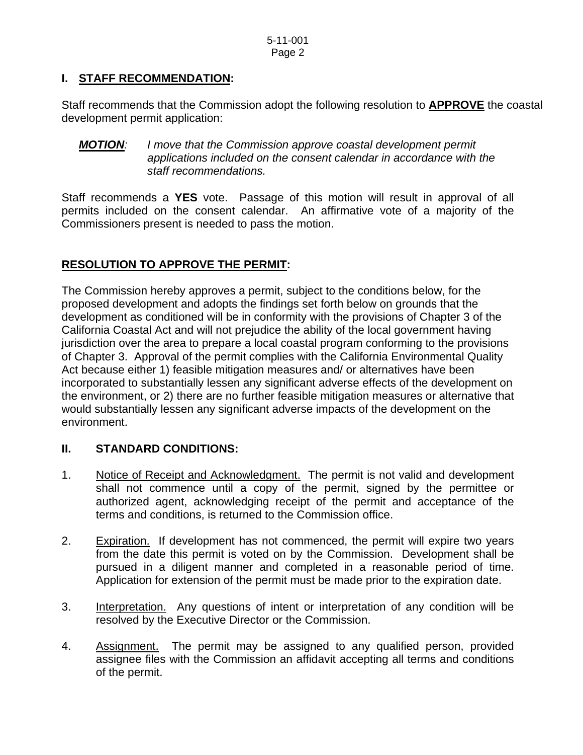## I. **STAFF RECOMMENDATION**:

Staff recommends that the Commission adopt the following resolution to **APPROVE** the coastal development permit application:

> ***MOTION***: *I move that the Commission approve coastal development permit applications included on the consent calendar in accordance with the staff recommendations.*

Staff recommends a **YES** vote. Passage of this motion will result in approval of all permits included on the consent calendar. An affirmative vote of a majority of the Commissioners present is needed to pass the motion.

## **RESOLUTION TO APPROVE THE PERMIT**:

The Commission hereby approves a permit, subject to the conditions below, for the proposed development and adopts the findings set forth below on grounds that the development as conditioned will be in conformity with the provisions of Chapter 3 of the California Coastal Act and will not prejudice the ability of the local government having jurisdiction over the area to prepare a local coastal program conforming to the provisions of Chapter 3. Approval of the permit complies with the California Environmental Quality Act because either 1) feasible mitigation measures and/ or alternatives have been incorporated to substantially lessen any significant adverse effects of the development on the environment, or 2) there are no further feasible mitigation measures or alternative that would substantially lessen any significant adverse impacts of the development on the environment.

## II. STANDARD CONDITIONS:

1. Notice of Receipt and Acknowledgment. The permit is not valid and development shall not commence until a copy of the permit, signed by the permittee or authorized agent, acknowledging receipt of the permit and acceptance of the terms and conditions, is returned to the Commission office.

2. Expiration. If development has not commenced, the permit will expire two years from the date this permit is voted on by the Commission. Development shall be pursued in a diligent manner and completed in a reasonable period of time. Application for extension of the permit must be made prior to the expiration date.

3. Interpretation. Any questions of intent or interpretation of any condition will be resolved by the Executive Director or the Commission.

4. Assignment. The permit may be assigned to any qualified person, provided assignee files with the Commission an affidavit accepting all terms and conditions of the permit.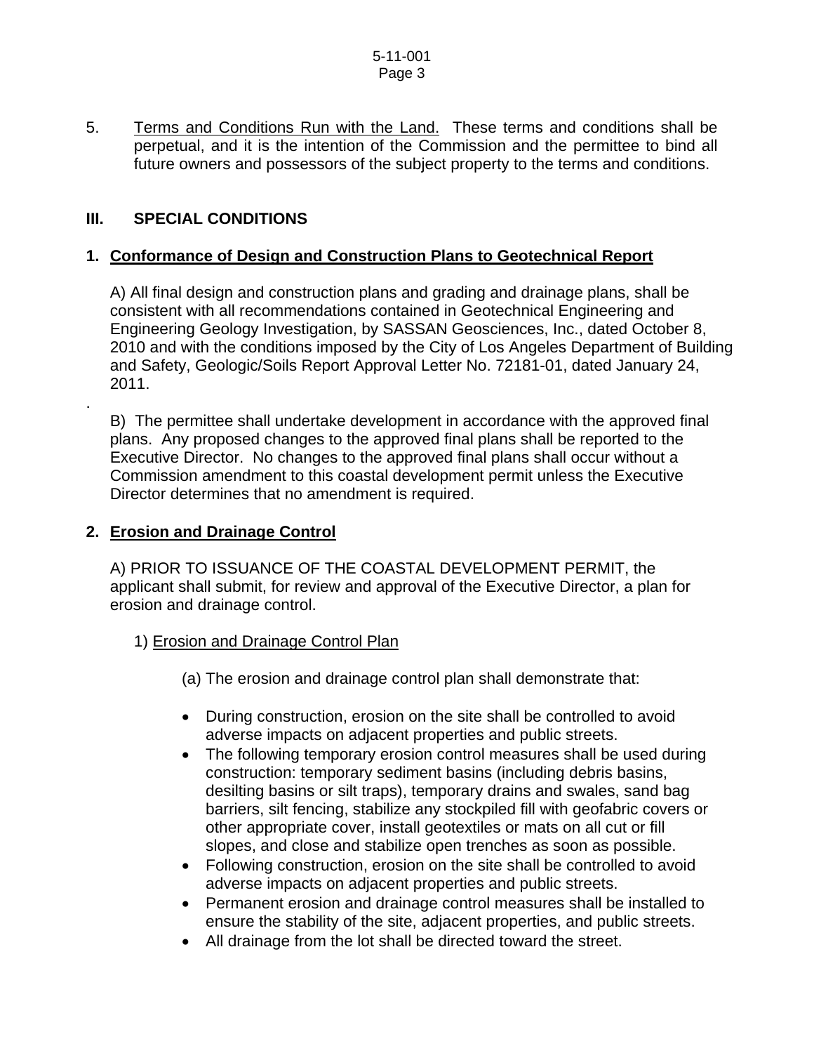5. <u>Terms and Conditions Run with the Land.</u> These terms and conditions shall be perpetual, and it is the intention of the Commission and the permittee to bind all future owners and possessors of the subject property to the terms and conditions.

## III. SPECIAL CONDITIONS

### 1. Conformance of Design and Construction Plans to Geotechnical Report

A) All final design and construction plans and grading and drainage plans, shall be consistent with all recommendations contained in Geotechnical Engineering and Engineering Geology Investigation, by SASSAN Geosciences, Inc., dated October 8, 2010 and with the conditions imposed by the City of Los Angeles Department of Building and Safety, Geologic/Soils Report Approval Letter No. 72181-01, dated January 24, 2011.

.

B) The permittee shall undertake development in accordance with the approved final plans. Any proposed changes to the approved final plans shall be reported to the Executive Director. No changes to the approved final plans shall occur without a Commission amendment to this coastal development permit unless the Executive Director determines that no amendment is required.

### 2. Erosion and Drainage Control

A) PRIOR TO ISSUANCE OF THE COASTAL DEVELOPMENT PERMIT, the applicant shall submit, for review and approval of the Executive Director, a plan for erosion and drainage control.

1) <u>Erosion and Drainage Control Plan</u>

(a) The erosion and drainage control plan shall demonstrate that:

- During construction, erosion on the site shall be controlled to avoid adverse impacts on adjacent properties and public streets.
- The following temporary erosion control measures shall be used during construction: temporary sediment basins (including debris basins, desilting basins or silt traps), temporary drains and swales, sand bag barriers, silt fencing, stabilize any stockpiled fill with geofabric covers or other appropriate cover, install geotextiles or mats on all cut or fill slopes, and close and stabilize open trenches as soon as possible.
- Following construction, erosion on the site shall be controlled to avoid adverse impacts on adjacent properties and public streets.
- Permanent erosion and drainage control measures shall be installed to ensure the stability of the site, adjacent properties, and public streets.
- All drainage from the lot shall be directed toward the street.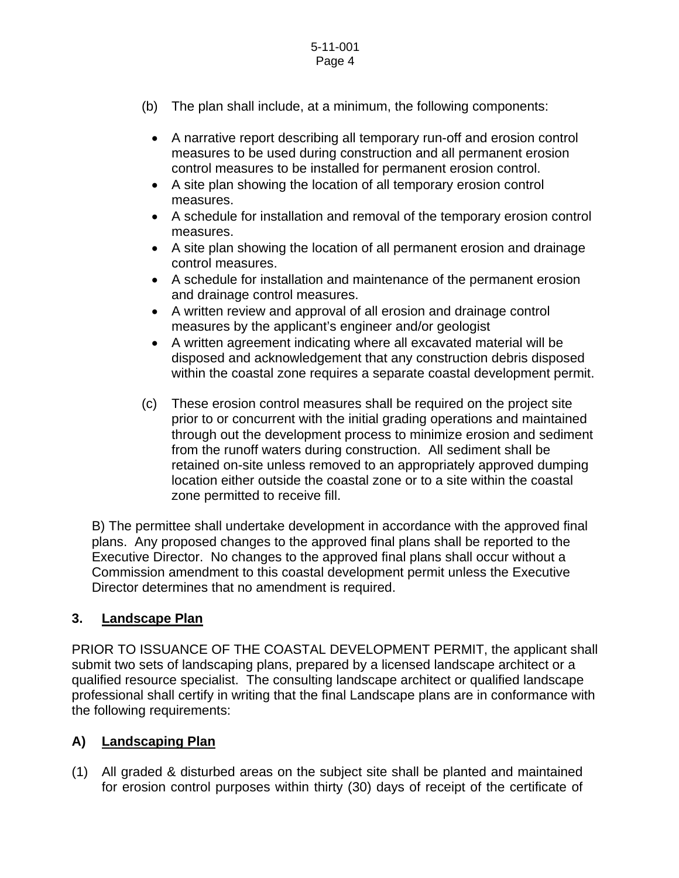(b) The plan shall include, at a minimum, the following components:

- A narrative report describing all temporary run-off and erosion control measures to be used during construction and all permanent erosion control measures to be installed for permanent erosion control.
- A site plan showing the location of all temporary erosion control measures.
- A schedule for installation and removal of the temporary erosion control measures.
- A site plan showing the location of all permanent erosion and drainage control measures.
- A schedule for installation and maintenance of the permanent erosion and drainage control measures.
- A written review and approval of all erosion and drainage control measures by the applicant's engineer and/or geologist
- A written agreement indicating where all excavated material will be disposed and acknowledgement that any construction debris disposed within the coastal zone requires a separate coastal development permit.

(c) These erosion control measures shall be required on the project site prior to or concurrent with the initial grading operations and maintained through out the development process to minimize erosion and sediment from the runoff waters during construction. All sediment shall be retained on-site unless removed to an appropriately approved dumping location either outside the coastal zone or to a site within the coastal zone permitted to receive fill.

B) The permittee shall undertake development in accordance with the approved final plans. Any proposed changes to the approved final plans shall be reported to the Executive Director. No changes to the approved final plans shall occur without a Commission amendment to this coastal development permit unless the Executive Director determines that no amendment is required.

### 3. <u>Landscape Plan</u>

PRIOR TO ISSUANCE OF THE COASTAL DEVELOPMENT PERMIT, the applicant shall submit two sets of landscaping plans, prepared by a licensed landscape architect or a qualified resource specialist. The consulting landscape architect or qualified landscape professional shall certify in writing that the final Landscape plans are in conformance with the following requirements:

### A) <u>Landscaping Plan</u>

(1) All graded & disturbed areas on the subject site shall be planted and maintained for erosion control purposes within thirty (30) days of receipt of the certificate of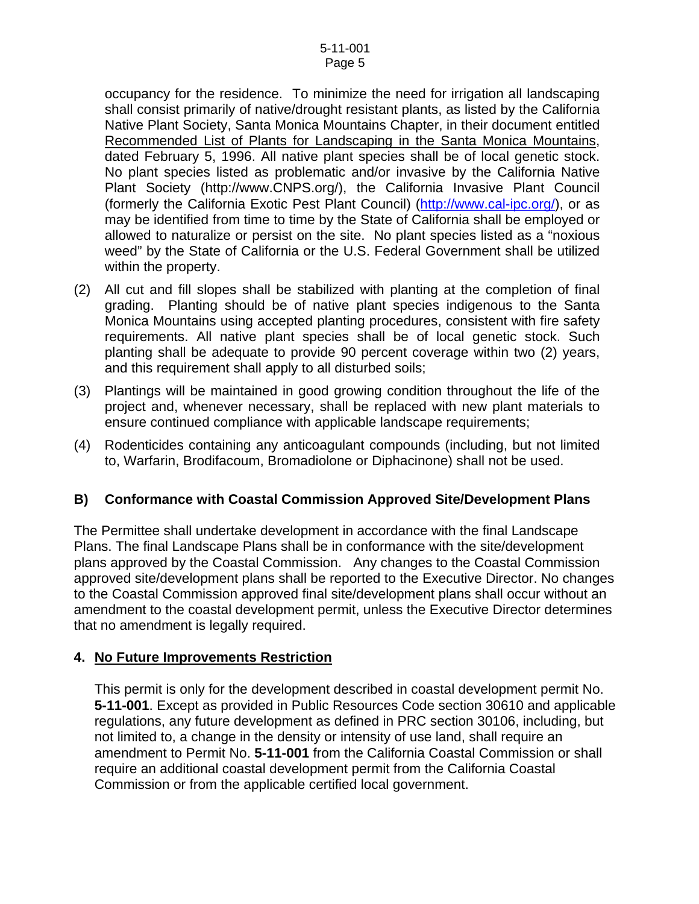occupancy for the residence. To minimize the need for irrigation all landscaping shall consist primarily of native/drought resistant plants, as listed by the California Native Plant Society, Santa Monica Mountains Chapter, in their document entitled Recommended List of Plants for Landscaping in the Santa Monica Mountains, dated February 5, 1996. All native plant species shall be of local genetic stock. No plant species listed as problematic and/or invasive by the California Native Plant Society (http://www.CNPS.org/), the California Invasive Plant Council (formerly the California Exotic Pest Plant Council) (http://www.cal-ipc.org/), or as may be identified from time to time by the State of California shall be employed or allowed to naturalize or persist on the site. No plant species listed as a "noxious weed" by the State of California or the U.S. Federal Government shall be utilized within the property.

(2) All cut and fill slopes shall be stabilized with planting at the completion of final grading. Planting should be of native plant species indigenous to the Santa Monica Mountains using accepted planting procedures, consistent with fire safety requirements. All native plant species shall be of local genetic stock. Such planting shall be adequate to provide 90 percent coverage within two (2) years, and this requirement shall apply to all disturbed soils;

(3) Plantings will be maintained in good growing condition throughout the life of the project and, whenever necessary, shall be replaced with new plant materials to ensure continued compliance with applicable landscape requirements;

(4) Rodenticides containing any anticoagulant compounds (including, but not limited to, Warfarin, Brodifacoum, Bromadiolone or Diphacinone) shall not be used.

**B) Conformance with Coastal Commission Approved Site/Development Plans**

The Permittee shall undertake development in accordance with the final Landscape Plans. The final Landscape Plans shall be in conformance with the site/development plans approved by the Coastal Commission. Any changes to the Coastal Commission approved site/development plans shall be reported to the Executive Director. No changes to the Coastal Commission approved final site/development plans shall occur without an amendment to the coastal development permit, unless the Executive Director determines that no amendment is legally required.

**4. No Future Improvements Restriction**

This permit is only for the development described in coastal development permit No. **5-11-001**. Except as provided in Public Resources Code section 30610 and applicable regulations, any future development as defined in PRC section 30106, including, but not limited to, a change in the density or intensity of use land, shall require an amendment to Permit No. **5-11-001** from the California Coastal Commission or shall require an additional coastal development permit from the California Coastal Commission or from the applicable certified local government.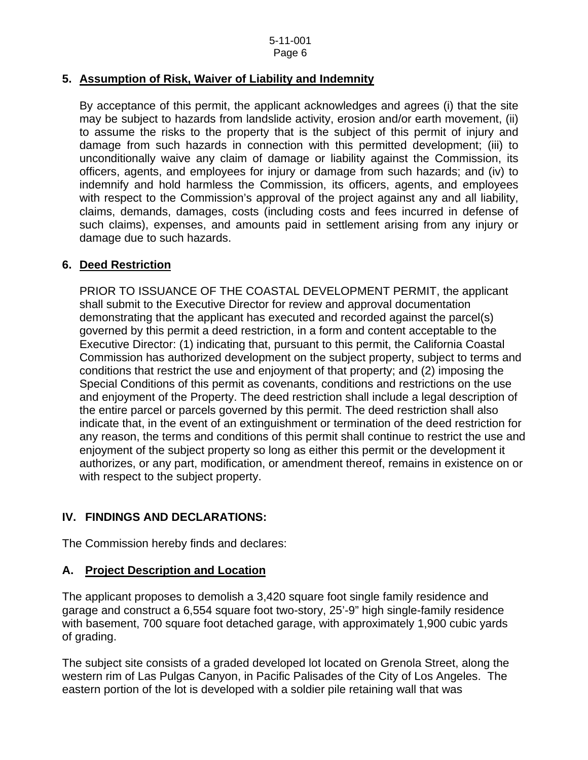**5. Assumption of Risk, Waiver of Liability and Indemnity**

By acceptance of this permit, the applicant acknowledges and agrees (i) that the site may be subject to hazards from landslide activity, erosion and/or earth movement, (ii) to assume the risks to the property that is the subject of this permit of injury and damage from such hazards in connection with this permitted development; (iii) to unconditionally waive any claim of damage or liability against the Commission, its officers, agents, and employees for injury or damage from such hazards; and (iv) to indemnify and hold harmless the Commission, its officers, agents, and employees with respect to the Commission's approval of the project against any and all liability, claims, demands, damages, costs (including costs and fees incurred in defense of such claims), expenses, and amounts paid in settlement arising from any injury or damage due to such hazards.

**6. Deed Restriction**

PRIOR TO ISSUANCE OF THE COASTAL DEVELOPMENT PERMIT, the applicant shall submit to the Executive Director for review and approval documentation demonstrating that the applicant has executed and recorded against the parcel(s) governed by this permit a deed restriction, in a form and content acceptable to the Executive Director: (1) indicating that, pursuant to this permit, the California Coastal Commission has authorized development on the subject property, subject to terms and conditions that restrict the use and enjoyment of that property; and (2) imposing the Special Conditions of this permit as covenants, conditions and restrictions on the use and enjoyment of the Property. The deed restriction shall include a legal description of the entire parcel or parcels governed by this permit. The deed restriction shall also indicate that, in the event of an extinguishment or termination of the deed restriction for any reason, the terms and conditions of this permit shall continue to restrict the use and enjoyment of the subject property so long as either this permit or the development it authorizes, or any part, modification, or amendment thereof, remains in existence on or with respect to the subject property.

## IV. FINDINGS AND DECLARATIONS:

The Commission hereby finds and declares:

### A. Project Description and Location

The applicant proposes to demolish a 3,420 square foot single family residence and garage and construct a 6,554 square foot two-story, 25'-9" high single-family residence with basement, 700 square foot detached garage, with approximately 1,900 cubic yards of grading.

The subject site consists of a graded developed lot located on Grenola Street, along the western rim of Las Pulgas Canyon, in Pacific Palisades of the City of Los Angeles. The eastern portion of the lot is developed with a soldier pile retaining wall that was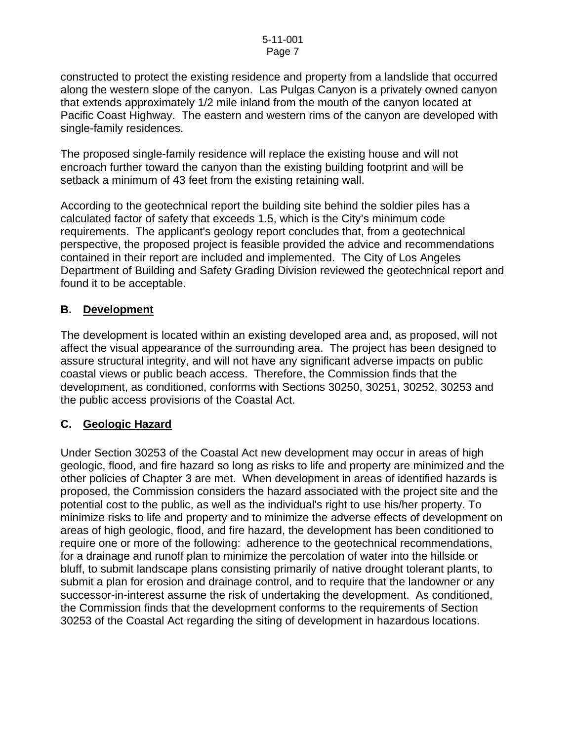constructed to protect the existing residence and property from a landslide that occurred along the western slope of the canyon. Las Pulgas Canyon is a privately owned canyon that extends approximately 1/2 mile inland from the mouth of the canyon located at Pacific Coast Highway. The eastern and western rims of the canyon are developed with single-family residences.

The proposed single-family residence will replace the existing house and will not encroach further toward the canyon than the existing building footprint and will be setback a minimum of 43 feet from the existing retaining wall.

According to the geotechnical report the building site behind the soldier piles has a calculated factor of safety that exceeds 1.5, which is the City's minimum code requirements. The applicant's geology report concludes that, from a geotechnical perspective, the proposed project is feasible provided the advice and recommendations contained in their report are included and implemented. The City of Los Angeles Department of Building and Safety Grading Division reviewed the geotechnical report and found it to be acceptable.

## B. Development

The development is located within an existing developed area and, as proposed, will not affect the visual appearance of the surrounding area. The project has been designed to assure structural integrity, and will not have any significant adverse impacts on public coastal views or public beach access. Therefore, the Commission finds that the development, as conditioned, conforms with Sections 30250, 30251, 30252, 30253 and the public access provisions of the Coastal Act.

## C. Geologic Hazard

Under Section 30253 of the Coastal Act new development may occur in areas of high geologic, flood, and fire hazard so long as risks to life and property are minimized and the other policies of Chapter 3 are met. When development in areas of identified hazards is proposed, the Commission considers the hazard associated with the project site and the potential cost to the public, as well as the individual's right to use his/her property. To minimize risks to life and property and to minimize the adverse effects of development on areas of high geologic, flood, and fire hazard, the development has been conditioned to require one or more of the following: adherence to the geotechnical recommendations, for a drainage and runoff plan to minimize the percolation of water into the hillside or bluff, to submit landscape plans consisting primarily of native drought tolerant plants, to submit a plan for erosion and drainage control, and to require that the landowner or any successor-in-interest assume the risk of undertaking the development. As conditioned, the Commission finds that the development conforms to the requirements of Section 30253 of the Coastal Act regarding the siting of development in hazardous locations.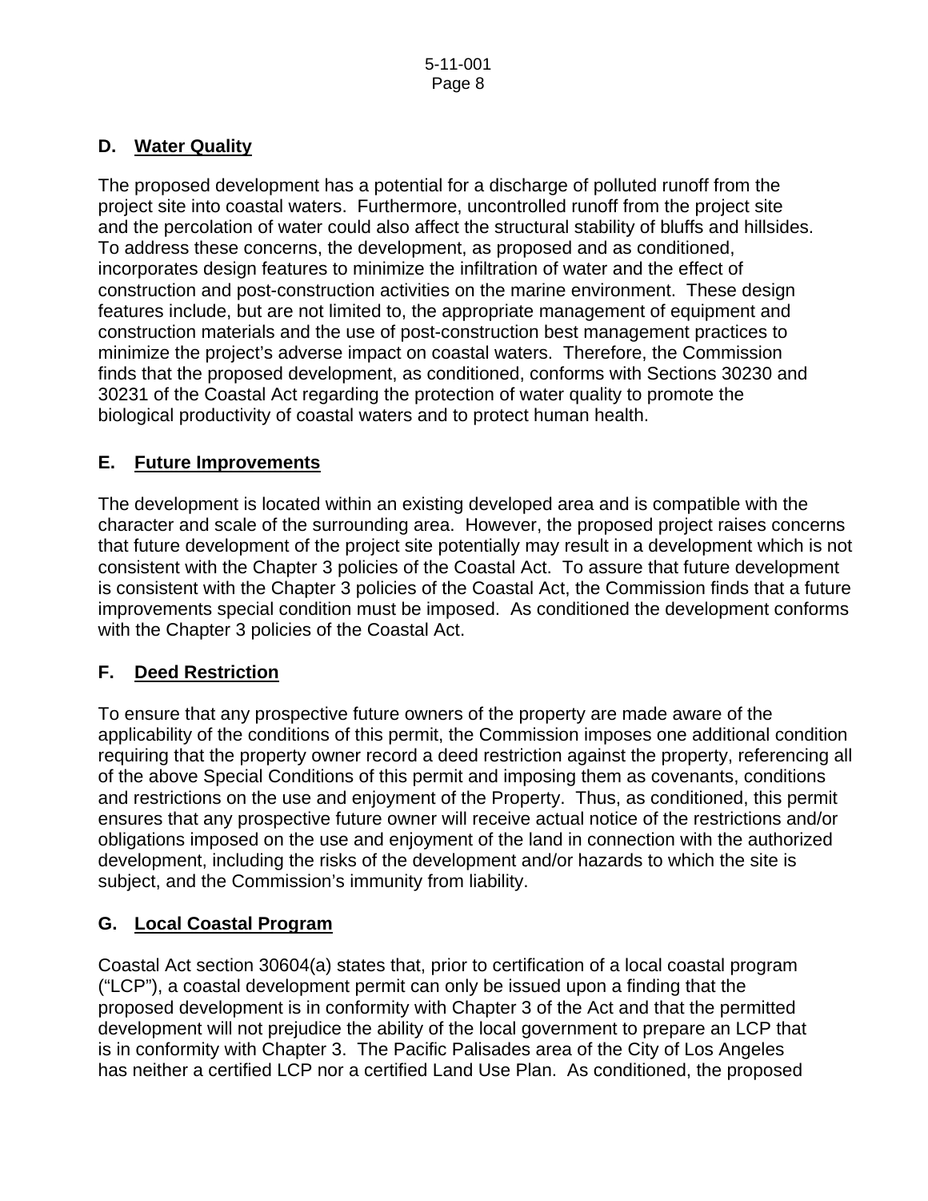## D. Water Quality

The proposed development has a potential for a discharge of polluted runoff from the project site into coastal waters. Furthermore, uncontrolled runoff from the project site and the percolation of water could also affect the structural stability of bluffs and hillsides. To address these concerns, the development, as proposed and as conditioned, incorporates design features to minimize the infiltration of water and the effect of construction and post-construction activities on the marine environment. These design features include, but are not limited to, the appropriate management of equipment and construction materials and the use of post-construction best management practices to minimize the project's adverse impact on coastal waters. Therefore, the Commission finds that the proposed development, as conditioned, conforms with Sections 30230 and 30231 of the Coastal Act regarding the protection of water quality to promote the biological productivity of coastal waters and to protect human health.

## E. Future Improvements

The development is located within an existing developed area and is compatible with the character and scale of the surrounding area. However, the proposed project raises concerns that future development of the project site potentially may result in a development which is not consistent with the Chapter 3 policies of the Coastal Act. To assure that future development is consistent with the Chapter 3 policies of the Coastal Act, the Commission finds that a future improvements special condition must be imposed. As conditioned the development conforms with the Chapter 3 policies of the Coastal Act.

## F. Deed Restriction

To ensure that any prospective future owners of the property are made aware of the applicability of the conditions of this permit, the Commission imposes one additional condition requiring that the property owner record a deed restriction against the property, referencing all of the above Special Conditions of this permit and imposing them as covenants, conditions and restrictions on the use and enjoyment of the Property. Thus, as conditioned, this permit ensures that any prospective future owner will receive actual notice of the restrictions and/or obligations imposed on the use and enjoyment of the land in connection with the authorized development, including the risks of the development and/or hazards to which the site is subject, and the Commission's immunity from liability.

## G. Local Coastal Program

Coastal Act section 30604(a) states that, prior to certification of a local coastal program ("LCP"), a coastal development permit can only be issued upon a finding that the proposed development is in conformity with Chapter 3 of the Act and that the permitted development will not prejudice the ability of the local government to prepare an LCP that is in conformity with Chapter 3. The Pacific Palisades area of the City of Los Angeles has neither a certified LCP nor a certified Land Use Plan. As conditioned, the proposed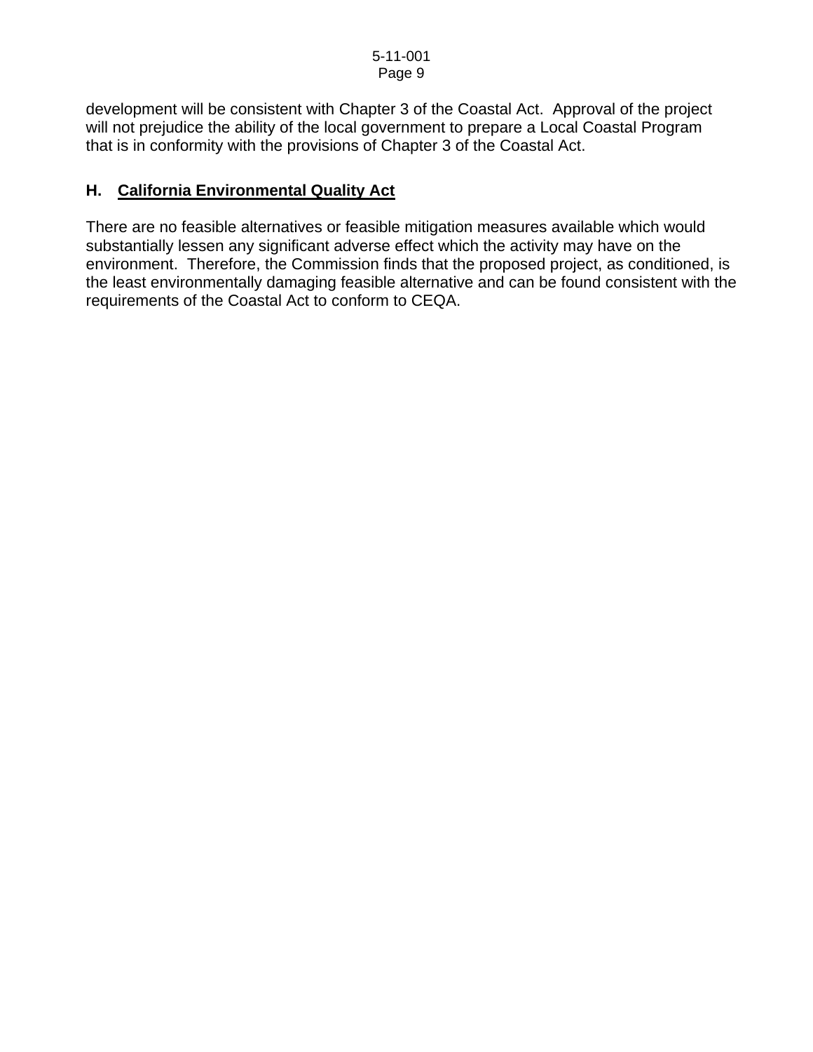development will be consistent with Chapter 3 of the Coastal Act. Approval of the project will not prejudice the ability of the local government to prepare a Local Coastal Program that is in conformity with the provisions of Chapter 3 of the Coastal Act.

### H. California Environmental Quality Act

There are no feasible alternatives or feasible mitigation measures available which would substantially lessen any significant adverse effect which the activity may have on the environment. Therefore, the Commission finds that the proposed project, as conditioned, is the least environmentally damaging feasible alternative and can be found consistent with the requirements of the Coastal Act to conform to CEQA.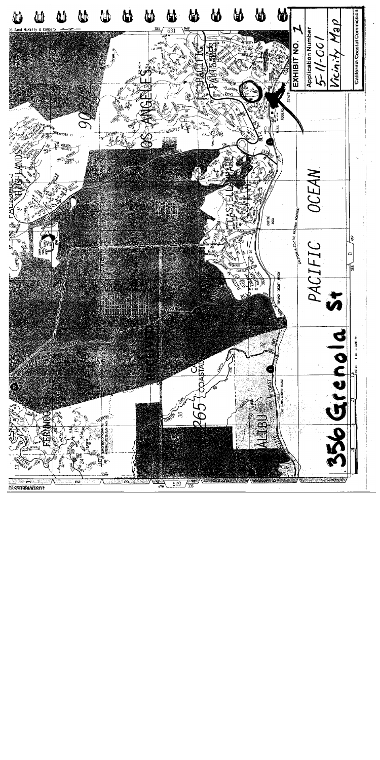**EXHIBIT NO.** 1

**Application Number**

5-11-001

Vicinity Map

**California Coastal Commission**

356 Grenola St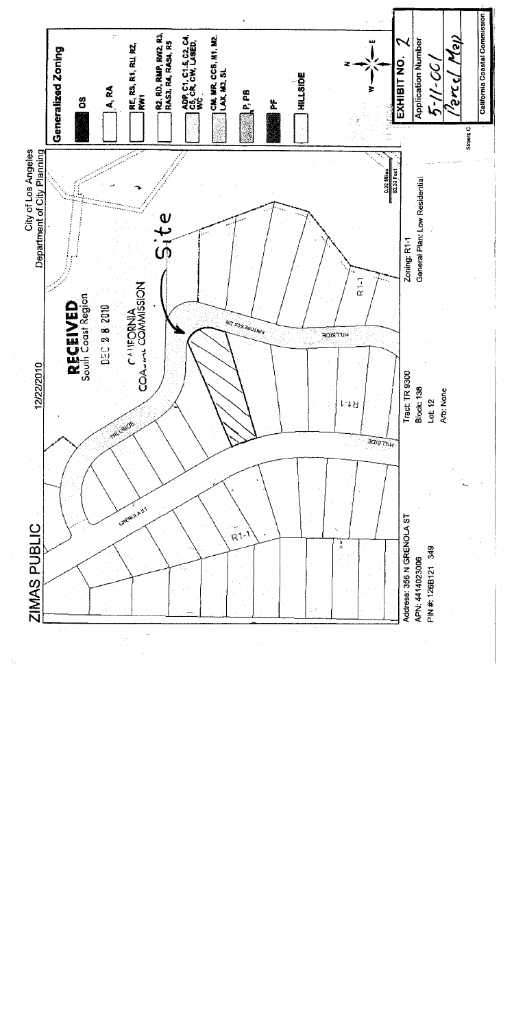ZIMAS PUBLIC

12/22/2010

City of Los Angeles
Department of City Planning

**RECEIVED**
South Coast Region

DEC 2 8 2010

CALIFORNIA
COASTAL COMMISSION

Site

HILLSIDE

GRENOLA ST

ANTOKRISSA DR

HILLSIDE

HILLSIDE

R1-1

R1-1

R1-1

0.02 Miles
83.3 Feet

Address: 356 N GRENOLA ST
APN: 4414023006
PIN #: 126B121 349

Tract: TR 9300
Block: 138
Lot: 12
Arb: None

Zoning: R1-1
General Plan: Low Residential

## Generalized Zoning

- OS
- A, RA
- RE, RS, R1, RU, RZ, RW1
- R2, RD, RMP, RW2, R3, RAS3, R4, RAS4, R5
- ADP, C1, C1.5, C2, C4, C5, CR, CW, LASED, WC
- CM, MR, CCS, M1, M2, LAX, M3, SL
- P, PB
- PF
- HILLSIDE

N, E, S, W

Streets C

**EXHIBIT NO.** 2

Application Number

5-11-001

Parcel Map

California Coastal Commission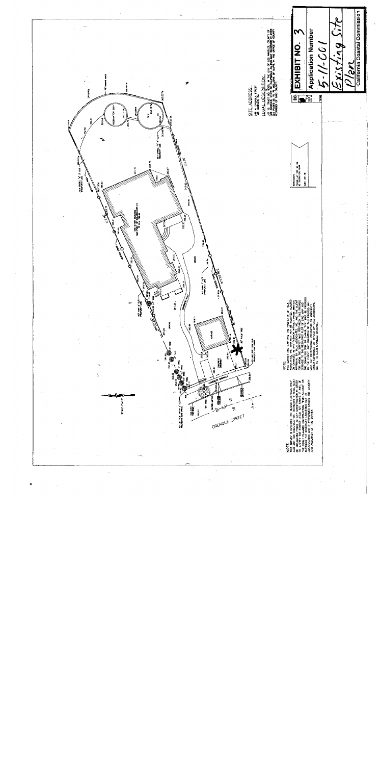# EXHIBIT NO. 3

**Application Number**

5-11-001

Existing Site Plan

California Coastal Commission

SITE ADDRESS:

GRENOLA STREET
LOS ANGELES, CA

LEGAL DESCRIPTION:

NOTE:
THIS SURVEY IS INTENDED FOR DESIGN PURPOSES ONLY.

NOTE:
THIS SURVEY AND MAP ARE THE PROPERTY OF TALA ASSOCIATES.

GRENOLA STREET

GARAGE

CONCRETE DRIVEWAY

EXISTING BUILDING

SCALE: 1"=20'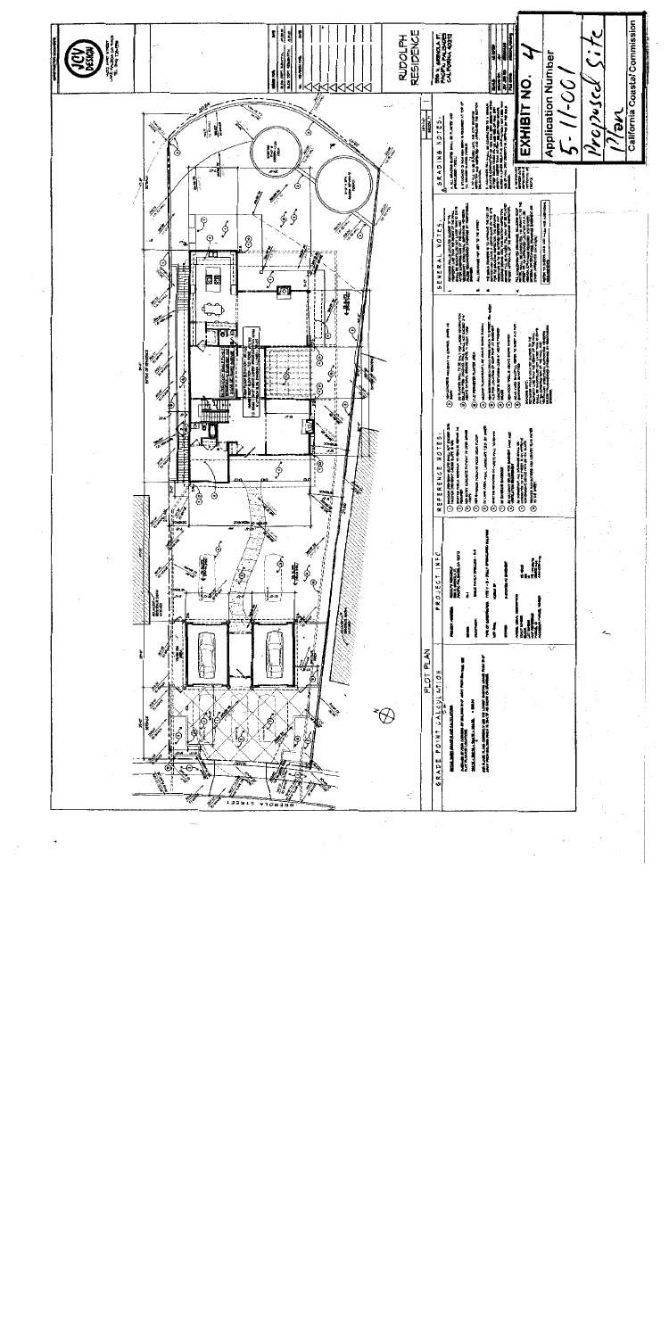RUDOLPH RESIDENCE

PLOT PLAN

GRADE POINT CALCULATION

PROJECT INFO

REFERENCE NOTES

GENERAL NOTES

GRADING NOTES

**EXHIBIT NO. 4**

**Application Number**

5-11-001

Proposed Site Plan

California Coastal Commission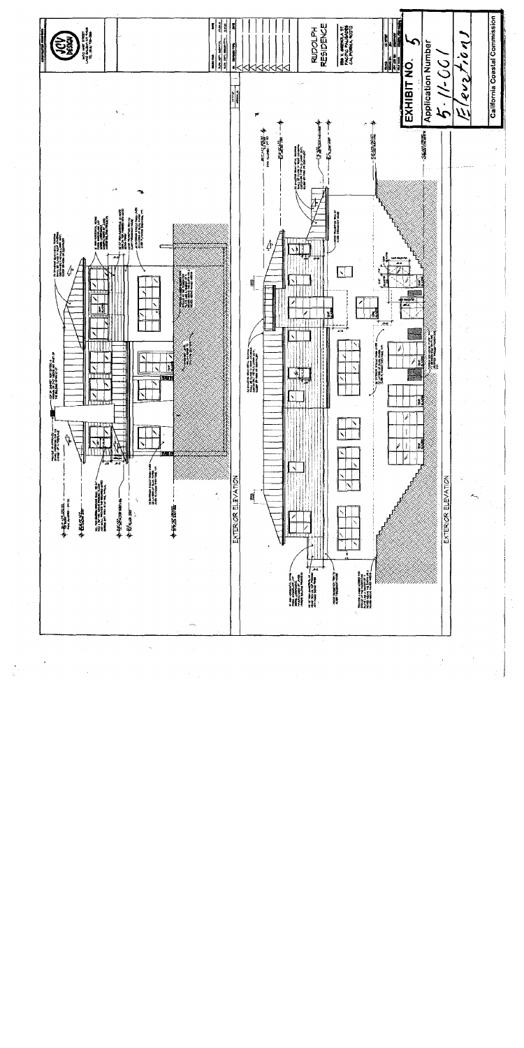EXTERIOR ELEVATION

EXTERIOR ELEVATION

RUDOLPH RESIDENCE

EXHIBIT NO. 5

Application Number

5-11-001

Elevations

California Coastal Commission